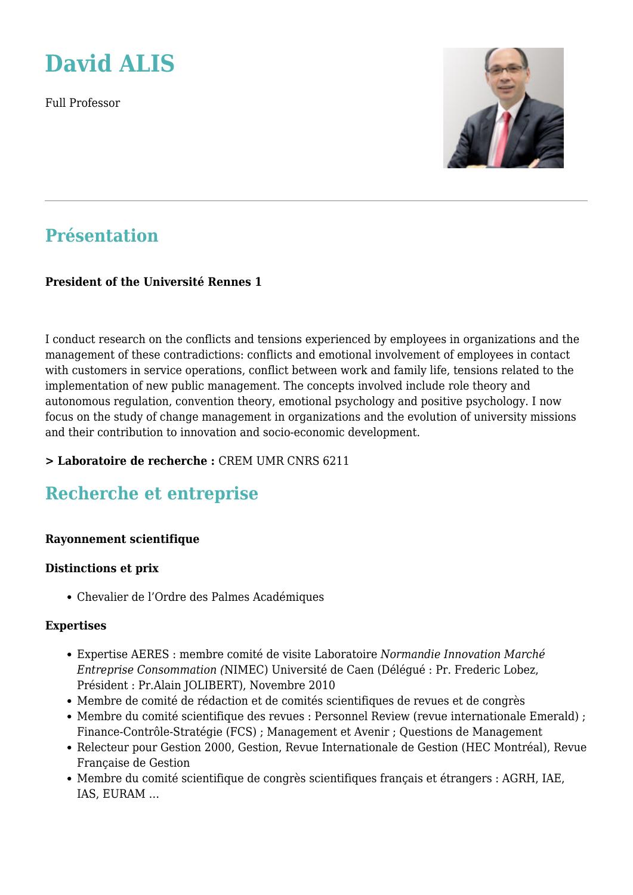# David ALIS

Full Professor

## Présentation

**President of the Université Rennes 1**

I conduct research on the conflicts and tensions experienced by employees in organizations and the management of these contradictions: conflicts and emotional involvement of employees in contact with customers in service operations, conflict between work and family life, tensions related to the implementation of new public management. The concepts involved include role theory and autonomous regulation, convention theory, emotional psychology and positive psychology. I now focus on the study of change management in organizations and the evolution of university missions and their contribution to innovation and socio-economic development.

**> Laboratoire de recherche :** CREM UMR CNRS 6211

## Recherche et entreprise

**Rayonnement scientifique**

**Distinctions et prix**

- Chevalier de l'Ordre des Palmes Académiques

**Expertises**

- Expertise AERES : membre comité de visite Laboratoire *Normandie Innovation Marché Entreprise Consommation (*NIMEC) Université de Caen (Délégué : Pr. Frederic Lobez, Président : Pr.Alain JOLIBERT), Novembre 2010
- Membre de comité de rédaction et de comités scientifiques de revues et de congrès
- Membre du comité scientifique des revues : Personnel Review (revue internationale Emerald) ; Finance-Contrôle-Stratégie (FCS) ; Management et Avenir ; Questions de Management
- Relecteur pour Gestion 2000, Gestion, Revue Internationale de Gestion (HEC Montréal), Revue Française de Gestion
- Membre du comité scientifique de congrès scientifiques français et étrangers : AGRH, IAE, IAS, EURAM ...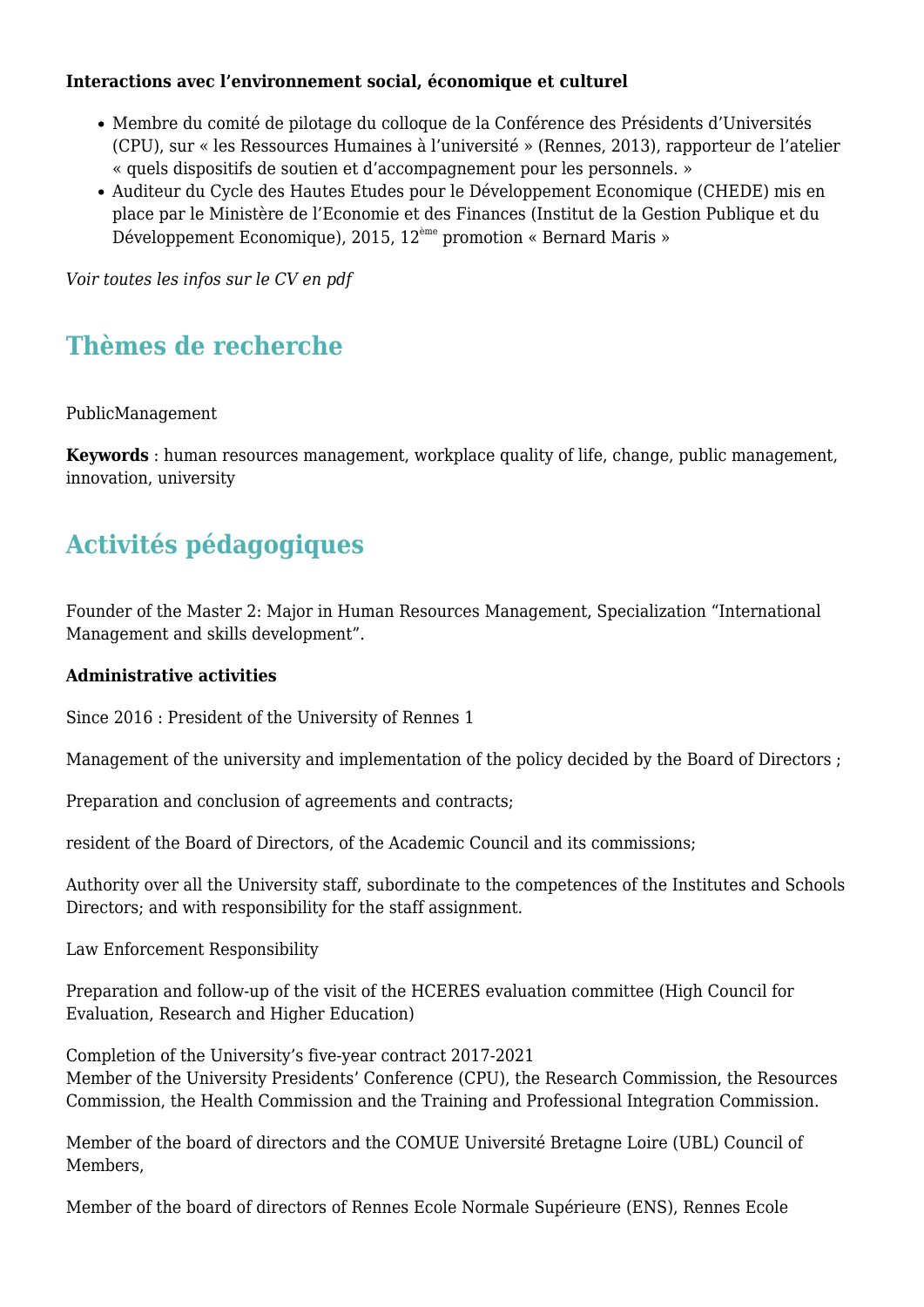**Interactions avec l'environnement social, économique et culturel**

- Membre du comité de pilotage du colloque de la Conférence des Présidents d'Universités (CPU), sur « les Ressources Humaines à l'université » (Rennes, 2013), rapporteur de l'atelier « quels dispositifs de soutien et d'accompagnement pour les personnels. »
- Auditeur du Cycle des Hautes Etudes pour le Développement Economique (CHEDE) mis en place par le Ministère de l'Economie et des Finances (Institut de la Gestion Publique et du Développement Economique), 2015, 12ème promotion « Bernard Maris »

*Voir toutes les infos sur le CV en pdf*

## Thèmes de recherche

PublicManagement

**Keywords** : human resources management, workplace quality of life, change, public management, innovation, university

## Activités pédagogiques

Founder of the Master 2: Major in Human Resources Management, Specialization "International Management and skills development".

**Administrative activities**

Since 2016 : President of the University of Rennes 1

Management of the university and implementation of the policy decided by the Board of Directors ;

Preparation and conclusion of agreements and contracts;

resident of the Board of Directors, of the Academic Council and its commissions;

Authority over all the University staff, subordinate to the competences of the Institutes and Schools Directors; and with responsibility for the staff assignment.

Law Enforcement Responsibility

Preparation and follow-up of the visit of the HCERES evaluation committee (High Council for Evaluation, Research and Higher Education)

Completion of the University's five-year contract 2017-2021
Member of the University Presidents' Conference (CPU), the Research Commission, the Resources Commission, the Health Commission and the Training and Professional Integration Commission.

Member of the board of directors and the COMUE Université Bretagne Loire (UBL) Council of Members,

Member of the board of directors of Rennes Ecole Normale Supérieure (ENS), Rennes Ecole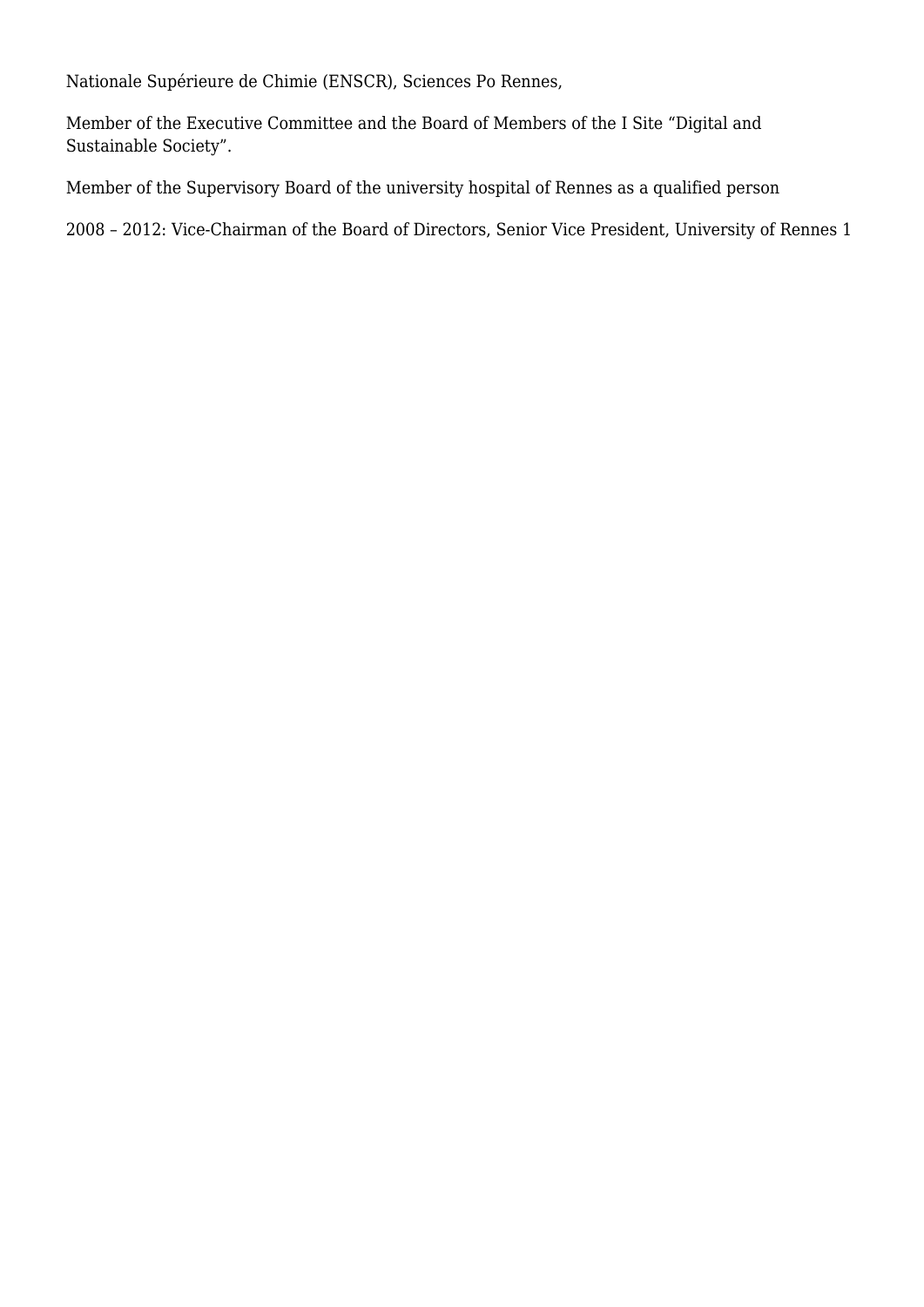Nationale Supérieure de Chimie (ENSCR), Sciences Po Rennes,

Member of the Executive Committee and the Board of Members of the I Site “Digital and Sustainable Society”.

Member of the Supervisory Board of the university hospital of Rennes as a qualified person

2008 – 2012: Vice-Chairman of the Board of Directors, Senior Vice President, University of Rennes 1